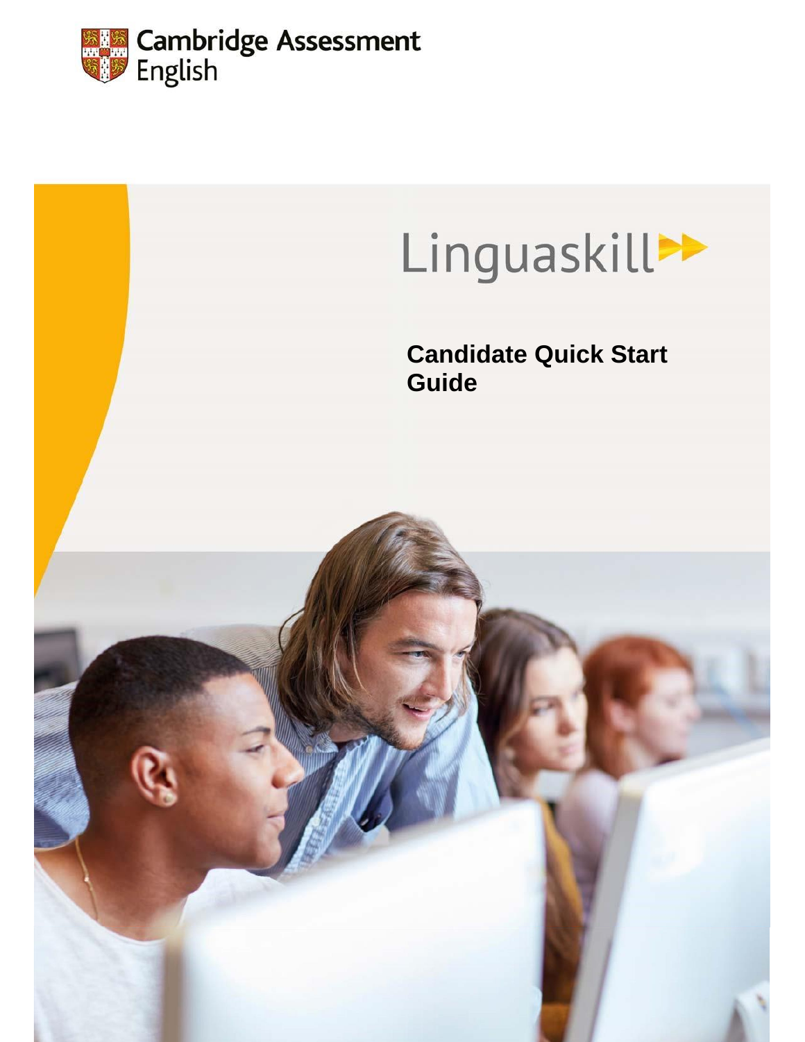Cambridge Assessment English

Linguaskill

# Candidate Quick Start Guide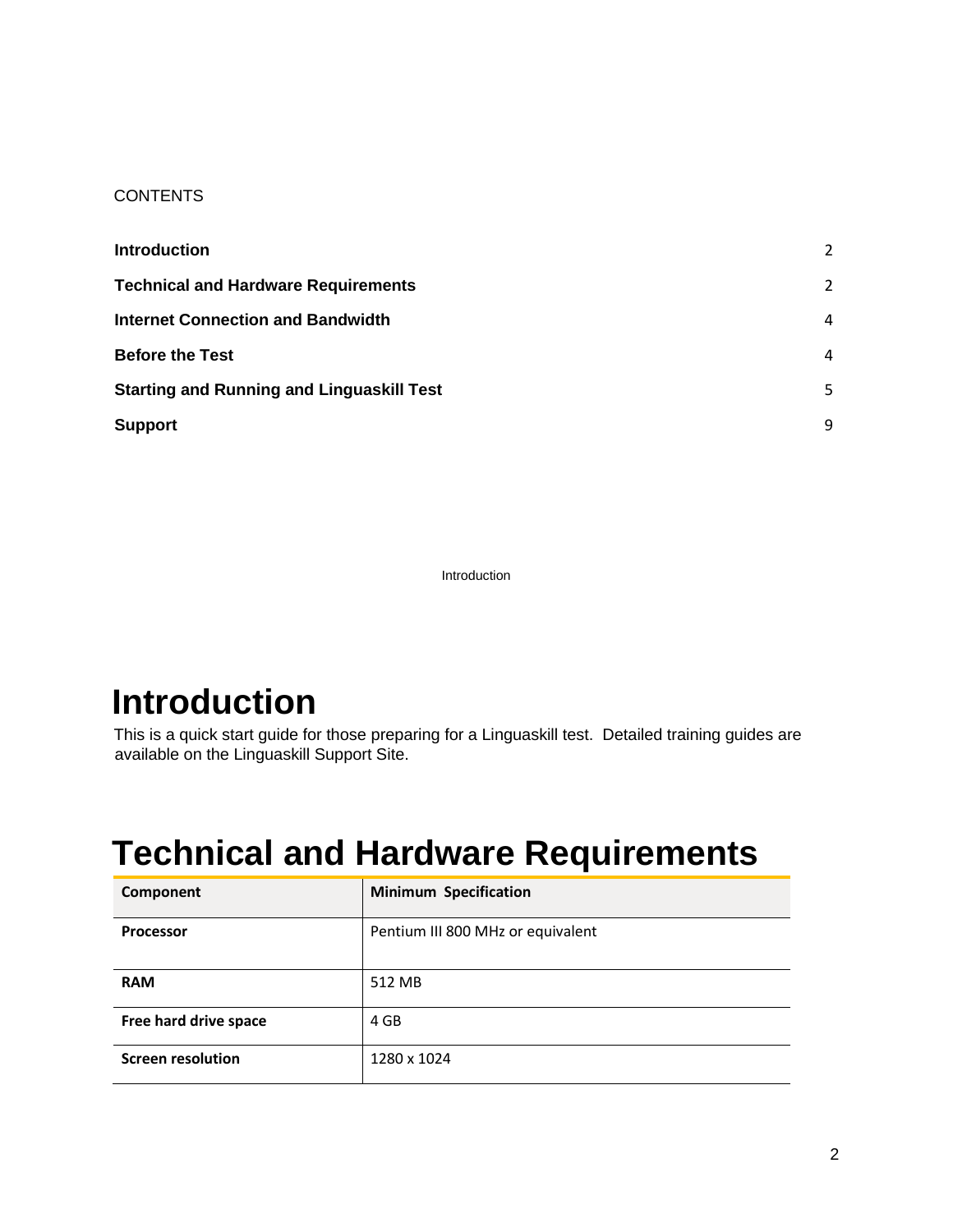CONTENTS

| | |
|---|---|
| **Introduction** | 2 |
| **Technical and Hardware Requirements** | 2 |
| **Internet Connection and Bandwidth** | 4 |
| **Before the Test** | 4 |
| **Starting and Running and Linguaskill Test** | 5 |
| **Support** | 9 |

Introduction

# Introduction

This is a quick start guide for those preparing for a Linguaskill test. Detailed training guides are available on the Linguaskill Support Site.

# Technical and Hardware Requirements

| Component | Minimum Specification |
|---|---|
| **Processor** | Pentium III 800 MHz or equivalent |
| **RAM** | 512 MB |
| **Free hard drive space** | 4 GB |
| **Screen resolution** | 1280 x 1024 |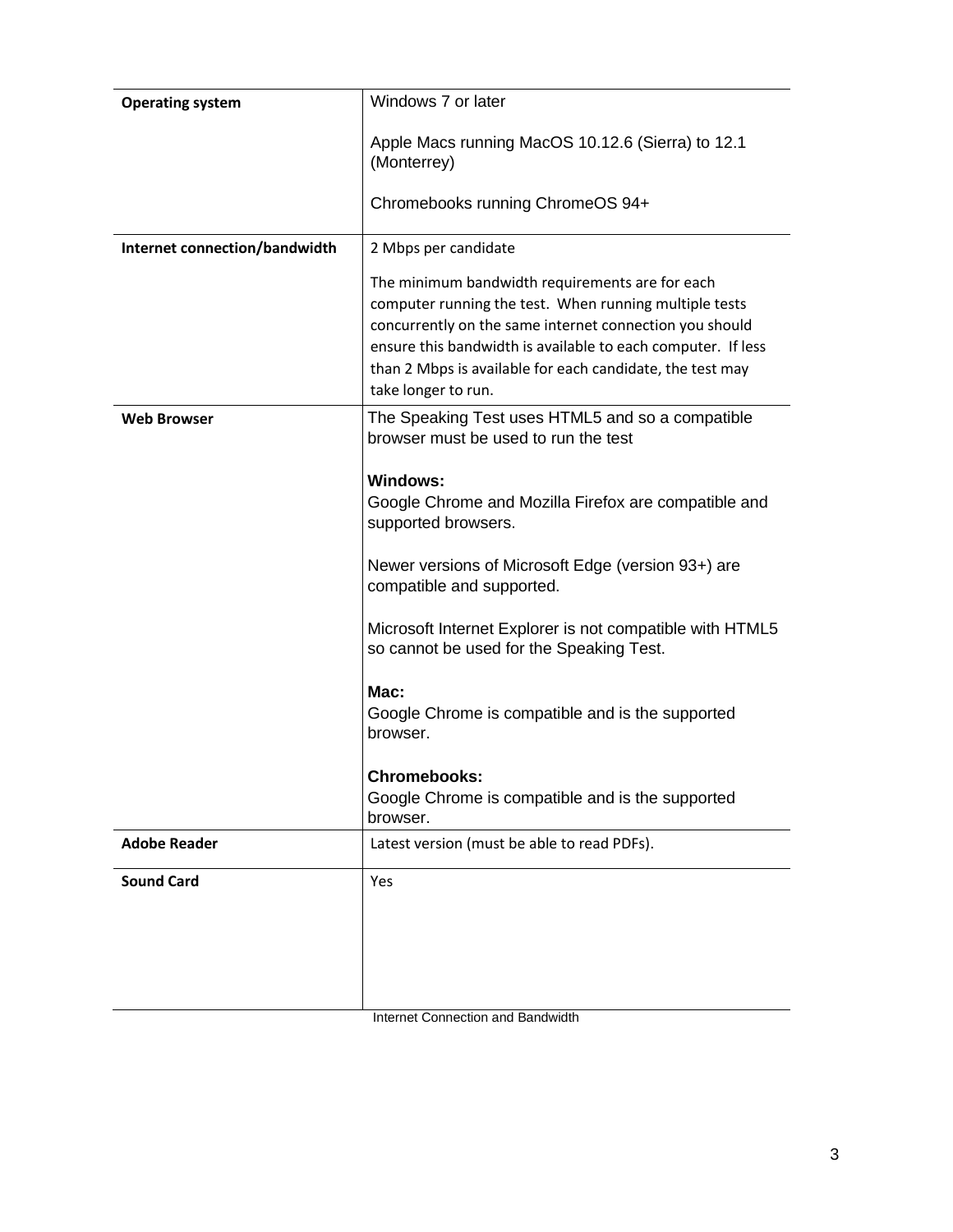| Operating system | Windows 7 or later<br><br>Apple Macs running MacOS 10.12.6 (Sierra) to 12.1 (Monterrey)<br><br>Chromebooks running ChromeOS 94+ |
|---|---|
| **Internet connection/bandwidth** | 2 Mbps per candidate<br><br>The minimum bandwidth requirements are for each computer running the test. When running multiple tests concurrently on the same internet connection you should ensure this bandwidth is available to each computer. If less than 2 Mbps is available for each candidate, the test may take longer to run. |
| **Web Browser** | The Speaking Test uses HTML5 and so a compatible browser must be used to run the test<br><br>**Windows:**<br>Google Chrome and Mozilla Firefox are compatible and supported browsers.<br><br>Newer versions of Microsoft Edge (version 93+) are compatible and supported.<br><br>Microsoft Internet Explorer is not compatible with HTML5 so cannot be used for the Speaking Test.<br><br>**Mac:**<br>Google Chrome is compatible and is the supported browser.<br><br>**Chromebooks:**<br>Google Chrome is compatible and is the supported browser. |
| **Adobe Reader** | Latest version (must be able to read PDFs). |
| **Sound Card** | Yes |

Internet Connection and Bandwidth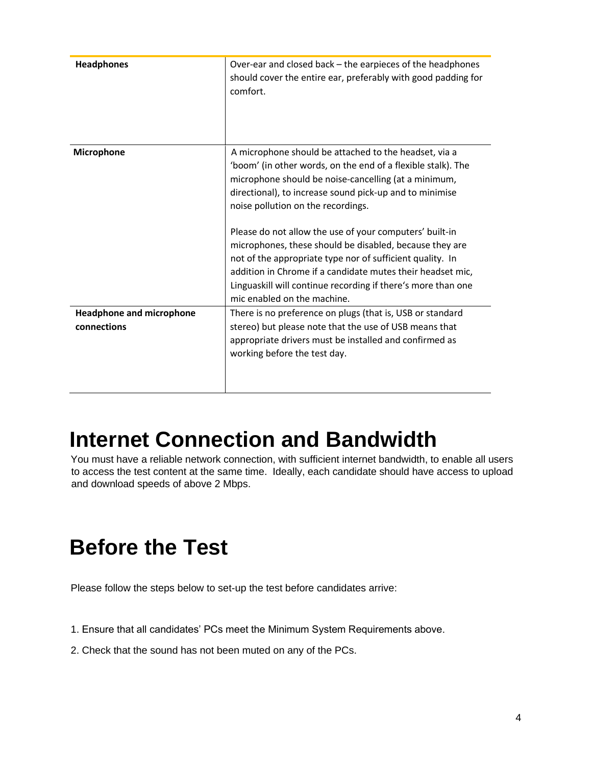| | |
|---|---|
| **Headphones** | Over-ear and closed back – the earpieces of the headphones should cover the entire ear, preferably with good padding for comfort. |
| **Microphone** | A microphone should be attached to the headset, via a 'boom' (in other words, on the end of a flexible stalk). The microphone should be noise-cancelling (at a minimum, directional), to increase sound pick-up and to minimise noise pollution on the recordings.<br><br>Please do not allow the use of your computers' built-in microphones, these should be disabled, because they are not of the appropriate type nor of sufficient quality. In addition in Chrome if a candidate mutes their headset mic, Linguaskill will continue recording if there's more than one mic enabled on the machine. |
| **Headphone and microphone connections** | There is no preference on plugs (that is, USB or standard stereo) but please note that the use of USB means that appropriate drivers must be installed and confirmed as working before the test day. |

# Internet Connection and Bandwidth

You must have a reliable network connection, with sufficient internet bandwidth, to enable all users to access the test content at the same time. Ideally, each candidate should have access to upload and download speeds of above 2 Mbps.

# Before the Test

Please follow the steps below to set-up the test before candidates arrive:

1. Ensure that all candidates' PCs meet the Minimum System Requirements above.
2. Check that the sound has not been muted on any of the PCs.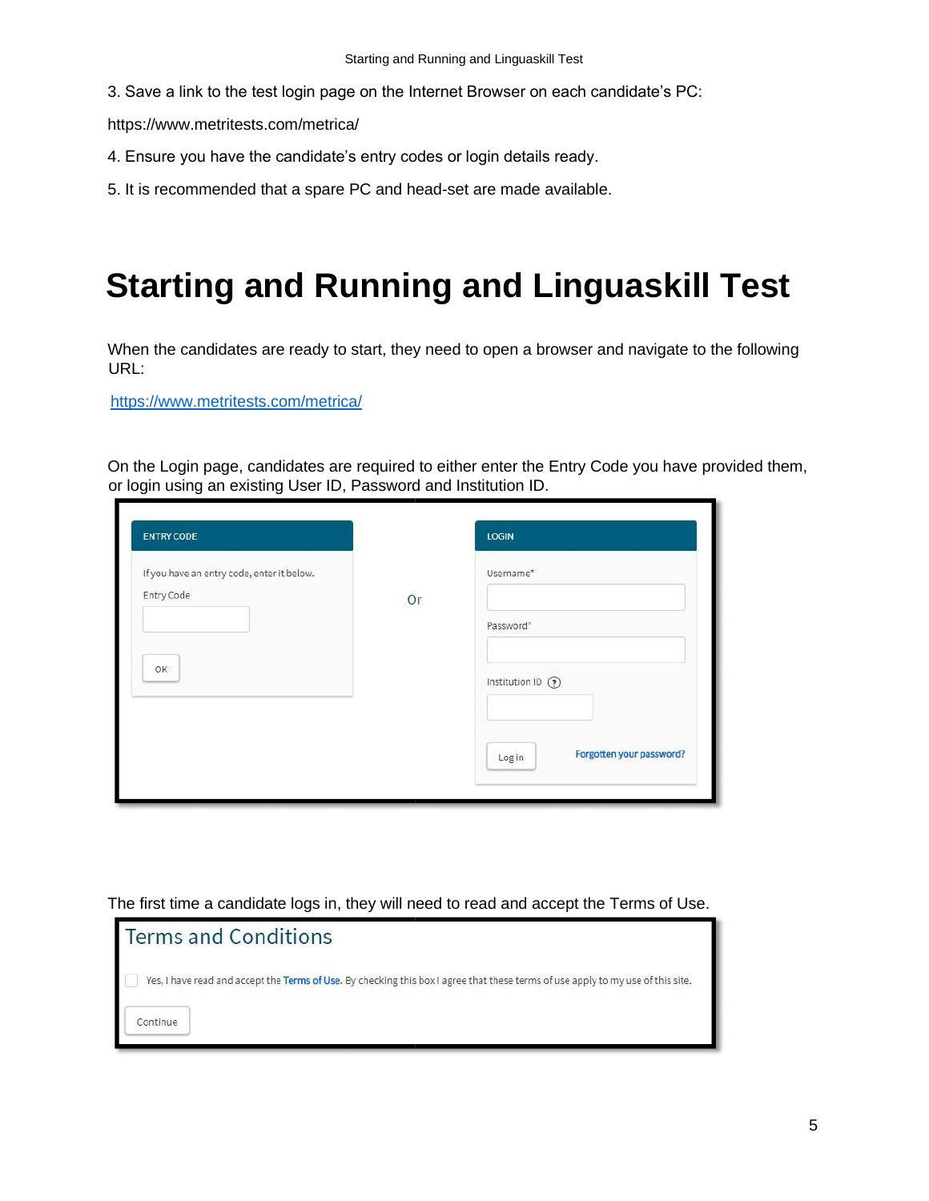3. Save a link to the test login page on the Internet Browser on each candidate's PC:

https://www.metritests.com/metrica/

4. Ensure you have the candidate's entry codes or login details ready.

5. It is recommended that a spare PC and head-set are made available.

# Starting and Running and Linguaskill Test

When the candidates are ready to start, they need to open a browser and navigate to the following URL:

https://www.metritests.com/metrica/

On the Login page, candidates are required to either enter the Entry Code you have provided them, or login using an existing User ID, Password and Institution ID.

ENTRY CODE

If you have an entry code, enter it below.

Entry Code

OK

Or

LOGIN

Username*

Password*

Institution ID

Log in

Forgotten your password?

The first time a candidate logs in, they will need to read and accept the Terms of Use.

Terms and Conditions

Yes, I have read and accept the Terms of Use. By checking this box I agree that these terms of use apply to my use of this site.

Continue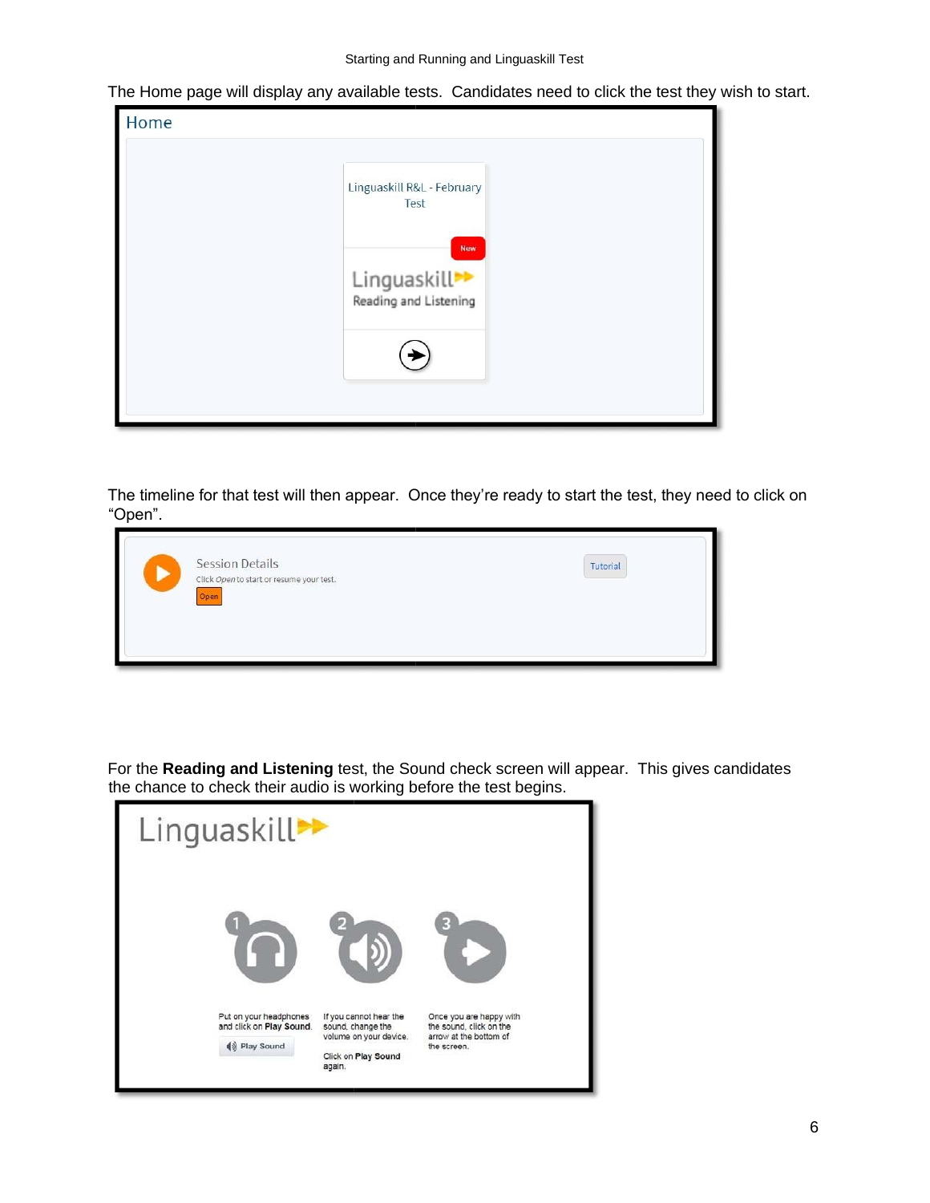The Home page will display any available tests. Candidates need to click the test they wish to start.

Home

Linguaskill R&L - February Test

New

Linguaskill

Reading and Listening

The timeline for that test will then appear. Once they're ready to start the test, they need to click on "Open".

Session Details

Click *Open* to start or resume your test.

Open

Tutorial

For the **Reading and Listening** test, the Sound check screen will appear. This gives candidates the chance to check their audio is working before the test begins.

Linguaskill

1. Put on your headphones and click on **Play Sound**.
   Play Sound
2. If you cannot hear the sound, change the volume on your device.
   Click on **Play Sound** again.
3. Once you are happy with the sound, click on the arrow at the bottom of the screen.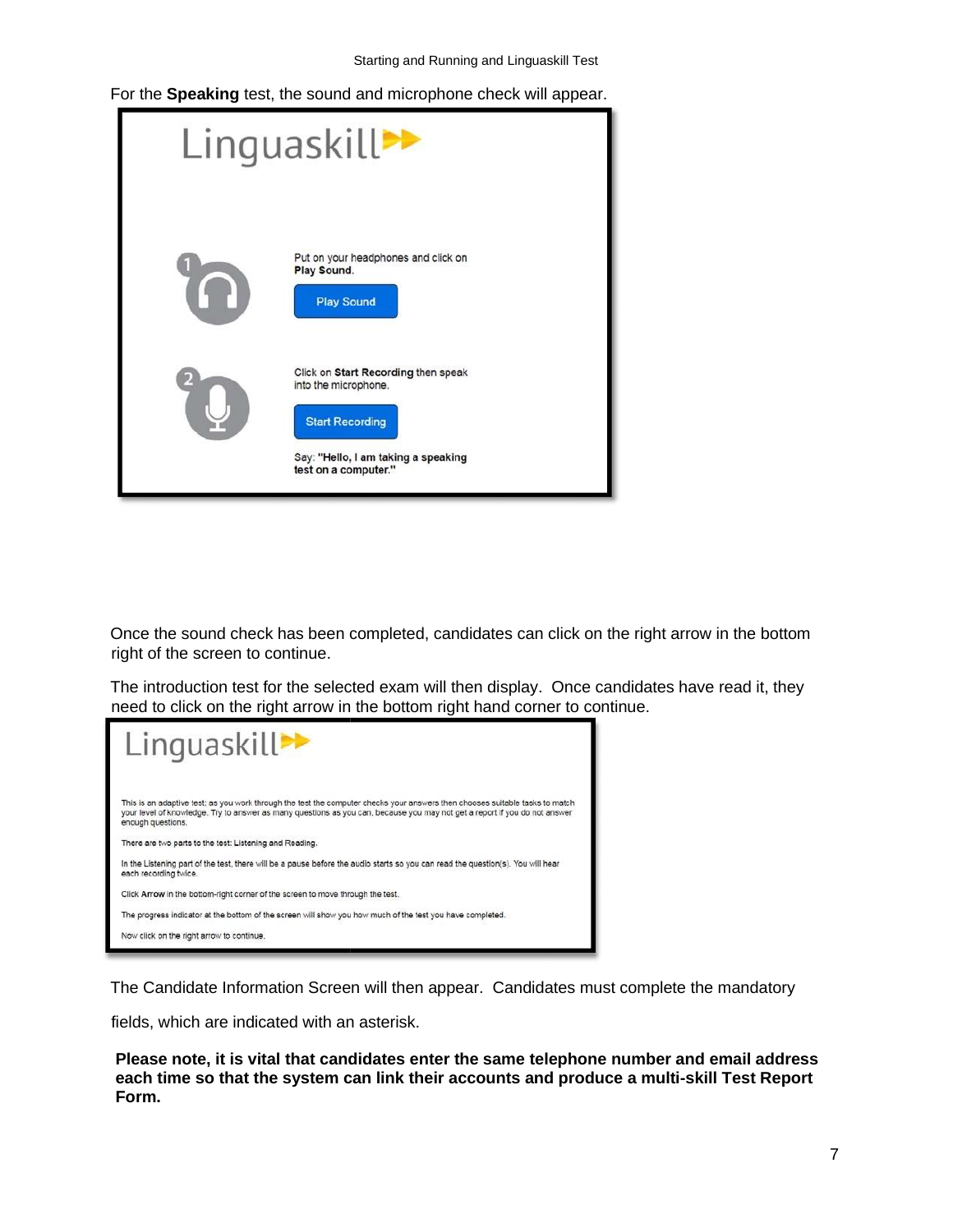For the **Speaking** test, the sound and microphone check will appear.

Linguaskill

Put on your headphones and click on **Play Sound**.

Play Sound

Click on **Start Recording** then speak into the microphone.

Start Recording

Say: **"Hello, I am taking a speaking test on a computer."**

Once the sound check has been completed, candidates can click on the right arrow in the bottom right of the screen to continue.

The introduction test for the selected exam will then display. Once candidates have read it, they need to click on the right arrow in the bottom right hand corner to continue.

Linguaskill

This is an adaptive test; as you work through the test the computer checks your answers then chooses suitable tasks to match your level of knowledge. Try to answer as many questions as you can, because you may not get a report if you do not answer enough questions.

There are two parts to the test: Listening and Reading.

In the Listening part of the test, there will be a pause before the audio starts so you can read the question(s). You will hear each recording twice.

Click **Arrow** in the bottom-right corner of the screen to move through the test.

The progress indicator at the bottom of the screen will show you how much of the test you have completed.

Now click on the right arrow to continue.

The Candidate Information Screen will then appear. Candidates must complete the mandatory fields, which are indicated with an asterisk.

**Please note, it is vital that candidates enter the same telephone number and email address each time so that the system can link their accounts and produce a multi-skill Test Report Form.**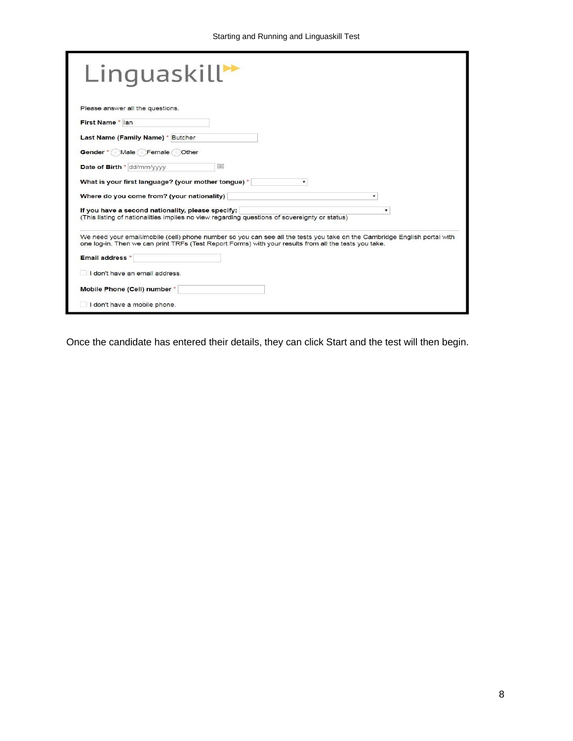Linguaskill

Please answer all the questions.

**First Name** * Ian

**Last Name (Family Name)** * Butcher

**Gender** * Male Female Other

**Date of Birth** * dd/mm/yyyy

**What is your first language? (your mother tongue)** *

**Where do you come from? (your nationality)**

**If you have a second nationality, please specify:**
(This listing of nationalities implies no view regarding questions of sovereignty or status)

We need your email/mobile (cell) phone number so you can see all the tests you take on the Cambridge English portal with one log-in. Then we can print TRFs (Test Report Forms) with your results from all the tests you take.

**Email address** *

I don't have an email address.

**Mobile Phone (Cell) number** *

I don't have a mobile phone.

Once the candidate has entered their details, they can click Start and the test will then begin.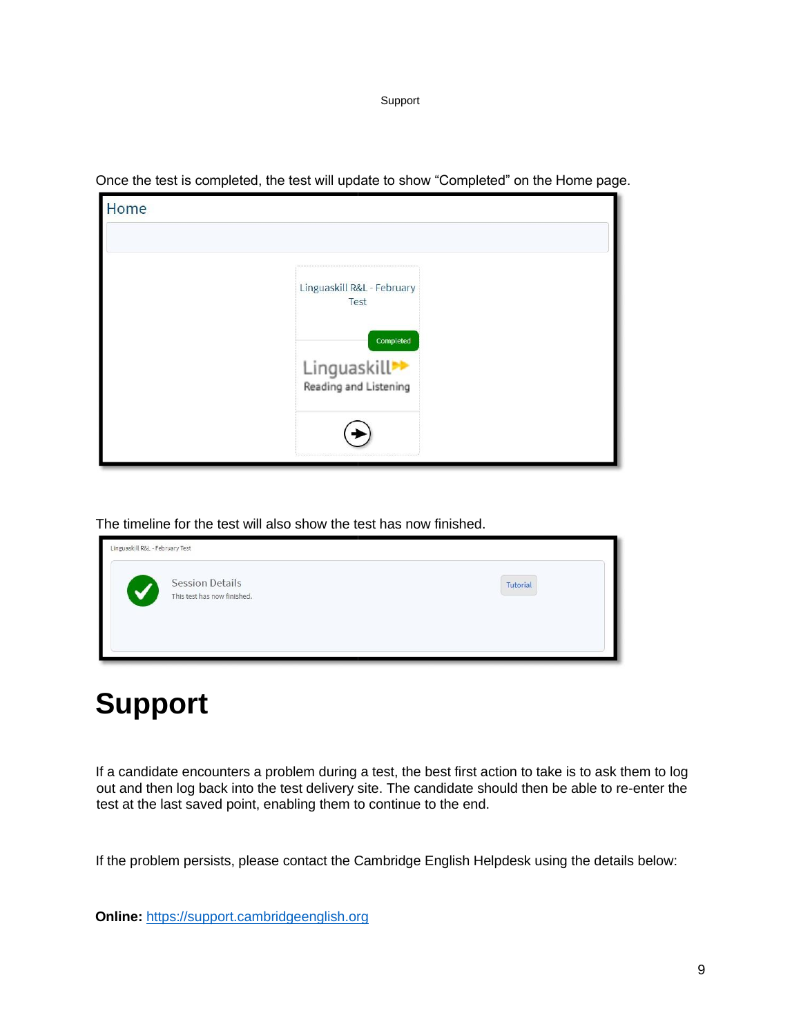Once the test is completed, the test will update to show "Completed" on the Home page.

The timeline for the test will also show the test has now finished.

# Support

If a candidate encounters a problem during a test, the best first action to take is to ask them to log out and then log back into the test delivery site. The candidate should then be able to re-enter the test at the last saved point, enabling them to continue to the end.

If the problem persists, please contact the Cambridge English Helpdesk using the details below:

**Online:** [https://support.cambridgeenglish.org](https://support.cambridgeenglish.org)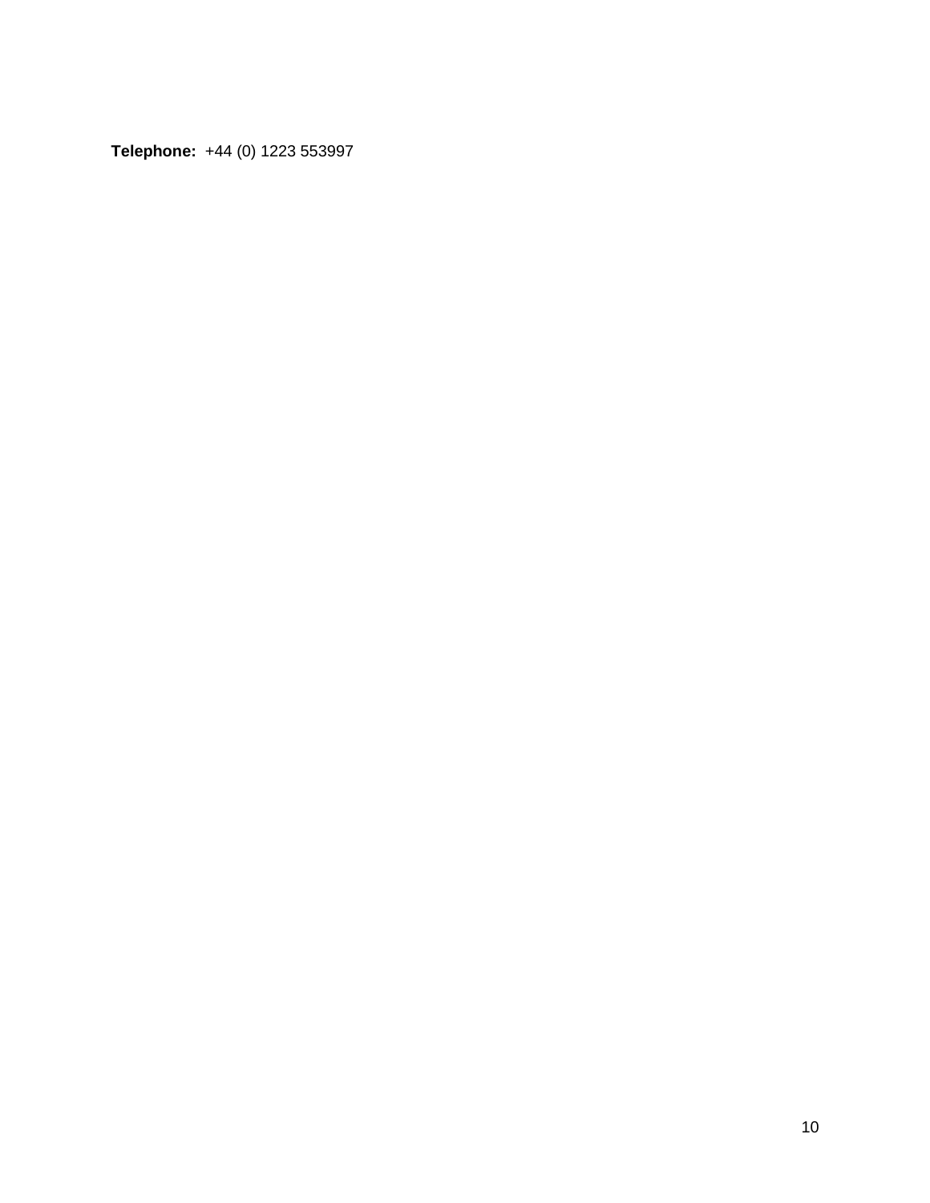**Telephone:** +44 (0) 1223 553997